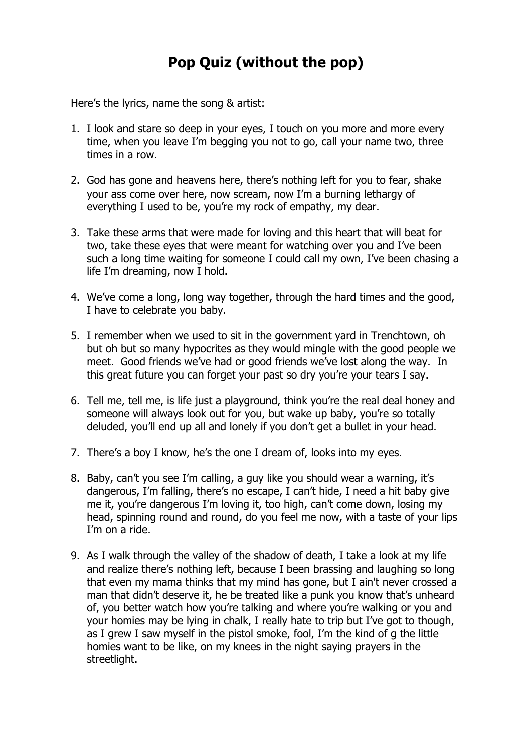# Pop Quiz (without the pop)

Here's the lyrics, name the song & artist:

1. I look and stare so deep in your eyes, I touch on you more and more every time, when you leave I'm begging you not to go, call your name two, three times in a row.

2. God has gone and heavens here, there's nothing left for you to fear, shake your ass come over here, now scream, now I'm a burning lethargy of everything I used to be, you're my rock of empathy, my dear.

3. Take these arms that were made for loving and this heart that will beat for two, take these eyes that were meant for watching over you and I've been such a long time waiting for someone I could call my own, I've been chasing a life I'm dreaming, now I hold.

4. We've come a long, long way together, through the hard times and the good, I have to celebrate you baby.

5. I remember when we used to sit in the government yard in Trenchtown, oh but oh but so many hypocrites as they would mingle with the good people we meet. Good friends we've had or good friends we've lost along the way. In this great future you can forget your past so dry you're your tears I say.

6. Tell me, tell me, is life just a playground, think you're the real deal honey and someone will always look out for you, but wake up baby, you're so totally deluded, you'll end up all and lonely if you don't get a bullet in your head.

7. There's a boy I know, he's the one I dream of, looks into my eyes.

8. Baby, can't you see I'm calling, a guy like you should wear a warning, it's dangerous, I'm falling, there's no escape, I can't hide, I need a hit baby give me it, you're dangerous I'm loving it, too high, can't come down, losing my head, spinning round and round, do you feel me now, with a taste of your lips I'm on a ride.

9. As I walk through the valley of the shadow of death, I take a look at my life and realize there's nothing left, because I been brassing and laughing so long that even my mama thinks that my mind has gone, but I ain't never crossed a man that didn't deserve it, he be treated like a punk you know that's unheard of, you better watch how you're talking and where you're walking or you and your homies may be lying in chalk, I really hate to trip but I've got to though, as I grew I saw myself in the pistol smoke, fool, I'm the kind of g the little homies want to be like, on my knees in the night saying prayers in the streetlight.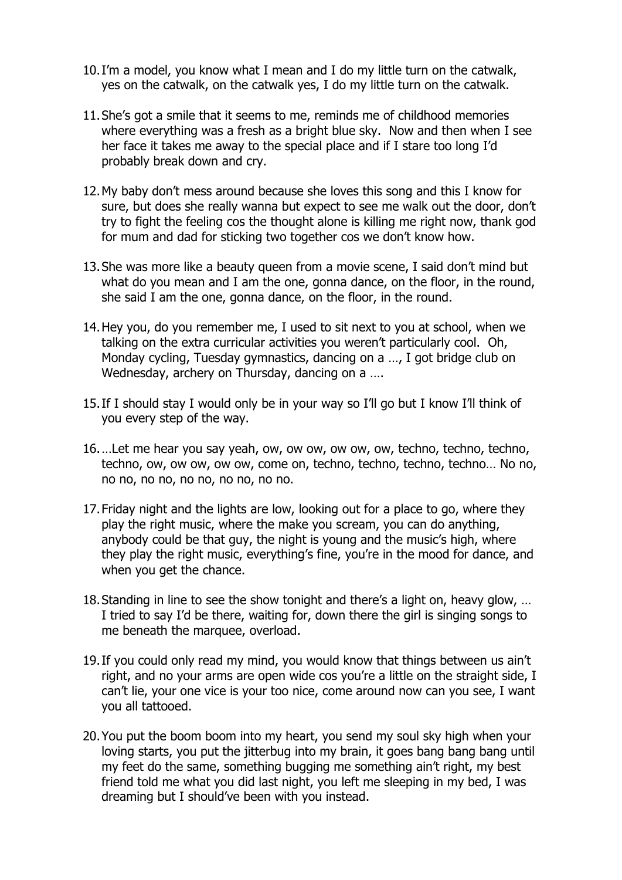10. I'm a model, you know what I mean and I do my little turn on the catwalk, yes on the catwalk, on the catwalk yes, I do my little turn on the catwalk.

11. She's got a smile that it seems to me, reminds me of childhood memories where everything was a fresh as a bright blue sky. Now and then when I see her face it takes me away to the special place and if I stare too long I'd probably break down and cry.

12. My baby don't mess around because she loves this song and this I know for sure, but does she really wanna but expect to see me walk out the door, don't try to fight the feeling cos the thought alone is killing me right now, thank god for mum and dad for sticking two together cos we don't know how.

13. She was more like a beauty queen from a movie scene, I said don't mind but what do you mean and I am the one, gonna dance, on the floor, in the round, she said I am the one, gonna dance, on the floor, in the round.

14. Hey you, do you remember me, I used to sit next to you at school, when we talking on the extra curricular activities you weren't particularly cool. Oh, Monday cycling, Tuesday gymnastics, dancing on a …, I got bridge club on Wednesday, archery on Thursday, dancing on a ….

15. If I should stay I would only be in your way so I'll go but I know I'll think of you every step of the way.

16. …Let me hear you say yeah, ow, ow ow, ow ow, ow, techno, techno, techno, techno, ow, ow ow, ow ow, come on, techno, techno, techno, techno… No no, no no, no no, no no, no no, no no.

17. Friday night and the lights are low, looking out for a place to go, where they play the right music, where the make you scream, you can do anything, anybody could be that guy, the night is young and the music's high, where they play the right music, everything's fine, you're in the mood for dance, and when you get the chance.

18. Standing in line to see the show tonight and there's a light on, heavy glow, … I tried to say I'd be there, waiting for, down there the girl is singing songs to me beneath the marquee, overload.

19. If you could only read my mind, you would know that things between us ain't right, and no your arms are open wide cos you're a little on the straight side, I can't lie, your one vice is your too nice, come around now can you see, I want you all tattooed.

20. You put the boom boom into my heart, you send my soul sky high when your loving starts, you put the jitterbug into my brain, it goes bang bang bang until my feet do the same, something bugging me something ain't right, my best friend told me what you did last night, you left me sleeping in my bed, I was dreaming but I should've been with you instead.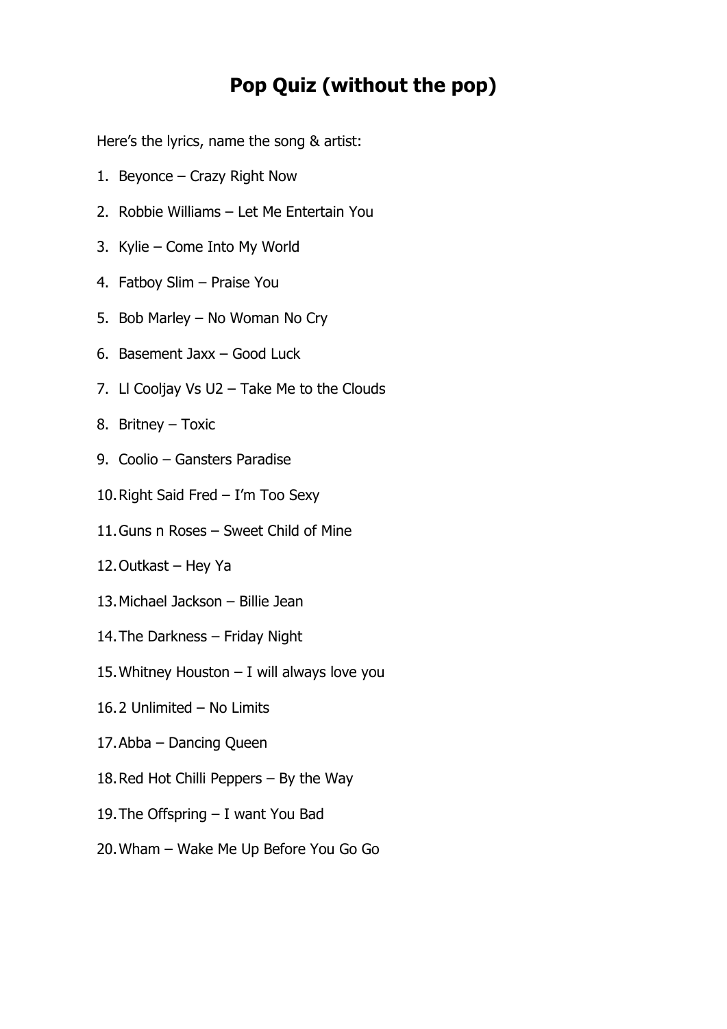# Pop Quiz (without the pop)

Here's the lyrics, name the song & artist:

1. Beyonce – Crazy Right Now
2. Robbie Williams – Let Me Entertain You
3. Kylie – Come Into My World
4. Fatboy Slim – Praise You
5. Bob Marley – No Woman No Cry
6. Basement Jaxx – Good Luck
7. Ll Cooljay Vs U2 – Take Me to the Clouds
8. Britney – Toxic
9. Coolio – Gansters Paradise
10. Right Said Fred – I'm Too Sexy
11. Guns n Roses – Sweet Child of Mine
12. Outkast – Hey Ya
13. Michael Jackson – Billie Jean
14. The Darkness – Friday Night
15. Whitney Houston – I will always love you
16. 2 Unlimited – No Limits
17. Abba – Dancing Queen
18. Red Hot Chilli Peppers – By the Way
19. The Offspring – I want You Bad
20. Wham – Wake Me Up Before You Go Go